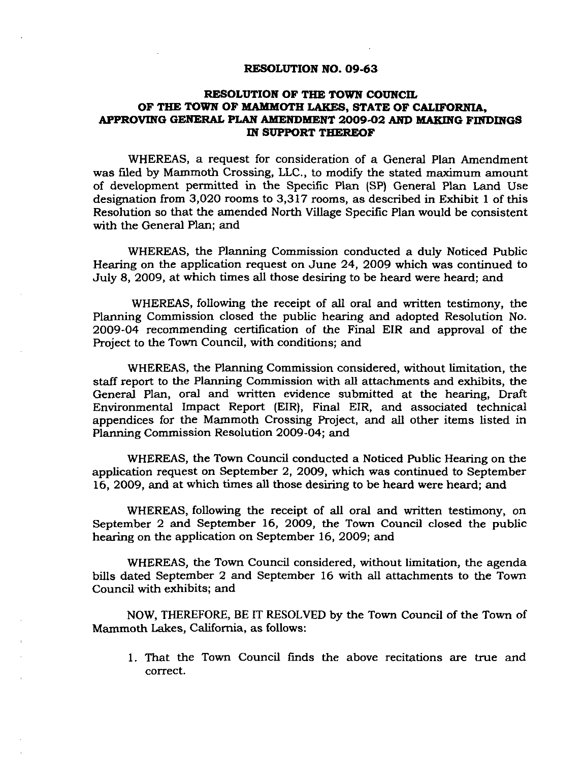# RESOLUTION NO. 09-63

## RESOLUTION OF THE TOWN COUNCIL OF THE TOWN OF MAMMOTH LAKES, STATE OF CALIFORNIA, APPROVING GENERAL PLAN AMENDMENT 2009-02 AND MAKING FINDINGS IN SUPPORT THEREOF

WHEREAS, a request for consideration of a General Plan Amendment was filed by Mammoth Crossing, LLC., to modify the stated maximum amount of development permitted in the Specific Plan (SP) General Plan Land Use designation from 3,020 rooms to 3,317 rooms, as described in Exhibit 1 of this Resolution so that the amended North Village Specific Plan would be consistent with the General Plan; and

WHEREAS, the Planning Commission conducted a duly Noticed Public Hearing on the application request on June 24, 2009 which was continued to July 8, 2009, at which times all those desiring to be heard were heard; and

WHEREAS, following the receipt of all oral and written testimony, the Planning Commission closed the public hearing and adopted Resolution No. 2009-04 recommending certification of the Final EIR and approval of the Project to the Town Council, with conditions; and

WHEREAS, the Planning Commission considered, without limitation, the staff report to the Planning Commission with all attachments and exhibits, the General Plan, oral and written evidence submitted at the hearing, Draft Environmental Impact Report (EIR), Final EIR, and associated technical appendices for the Mammoth Crossing Project, and all other items listed in Planning Commission Resolution 2009-04; and

WHEREAS, the Town Council conducted a Noticed Public Hearing on the application request on September 2, 2009, which was continued to September 16, 2009, and at which times all those desiring to be heard were heard; and

WHEREAS, following the receipt of all oral and written testimony, on September 2 and September 16, 2009, the Town Council closed the public hearing on the application on September 16, 2009; and

WHEREAS, the Town Council considered, without limitation, the agenda bills dated September 2 and September 16 with all attachments to the Town Council with exhibits; and

NOW, THEREFORE, BE IT RESOLVED by the Town Council of the Town of Mammoth Lakes, California, as follows:

1. That the Town Council finds the above recitations are true and correct.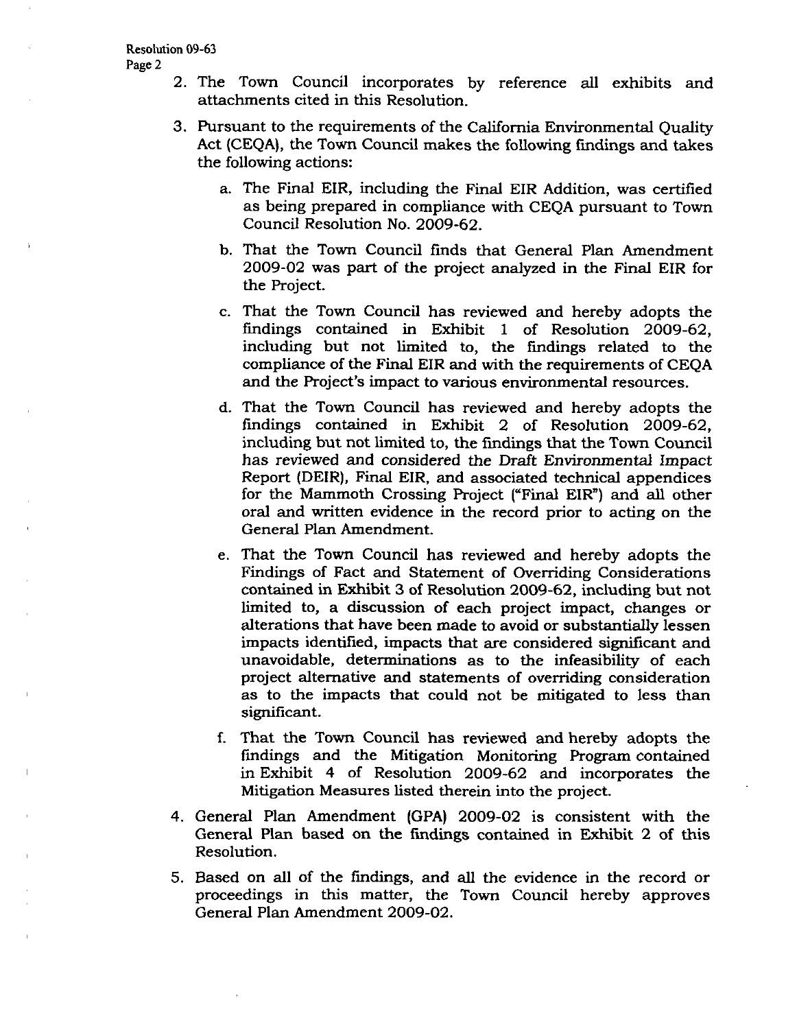2. The Town Council incorporates by reference all exhibits and attachments cited in this Resolution.

3. Pursuant to the requirements of the California Environmental Quality Act (CEQA), the Town Council makes the following findings and takes the following actions:

    a. The Final EIR, including the Final EIR Addition, was certified as being prepared in compliance with CEQA pursuant to Town Council Resolution No. 2009-62.

    b. That the Town Council finds that General Plan Amendment 2009-02 was part of the project analyzed in the Final EIR for the Project.

    c. That the Town Council has reviewed and hereby adopts the findings contained in Exhibit 1 of Resolution 2009-62, including but not limited to, the findings related to the compliance of the Final EIR and with the requirements of CEQA and the Project's impact to various environmental resources.

    d. That the Town Council has reviewed and hereby adopts the findings contained in Exhibit 2 of Resolution 2009-62, including but not limited to, the findings that the Town Council has reviewed and considered the Draft Environmental Impact Report (DEIR), Final EIR, and associated technical appendices for the Mammoth Crossing Project ("Final EIR") and all other oral and written evidence in the record prior to acting on the General Plan Amendment.

    e. That the Town Council has reviewed and hereby adopts the Findings of Fact and Statement of Overriding Considerations contained in Exhibit 3 of Resolution 2009-62, including but not limited to, a discussion of each project impact, changes or alterations that have been made to avoid or substantially lessen impacts identified, impacts that are considered significant and unavoidable, determinations as to the infeasibility of each project alternative and statements of overriding consideration as to the impacts that could not be mitigated to less than significant.

    f. That the Town Council has reviewed and hereby adopts the findings and the Mitigation Monitoring Program contained in Exhibit 4 of Resolution 2009-62 and incorporates the Mitigation Measures listed therein into the project.

4. General Plan Amendment (GPA) 2009-02 is consistent with the General Plan based on the findings contained in Exhibit 2 of this Resolution.

5. Based on all of the findings, and all the evidence in the record or proceedings in this matter, the Town Council hereby approves General Plan Amendment 2009-02.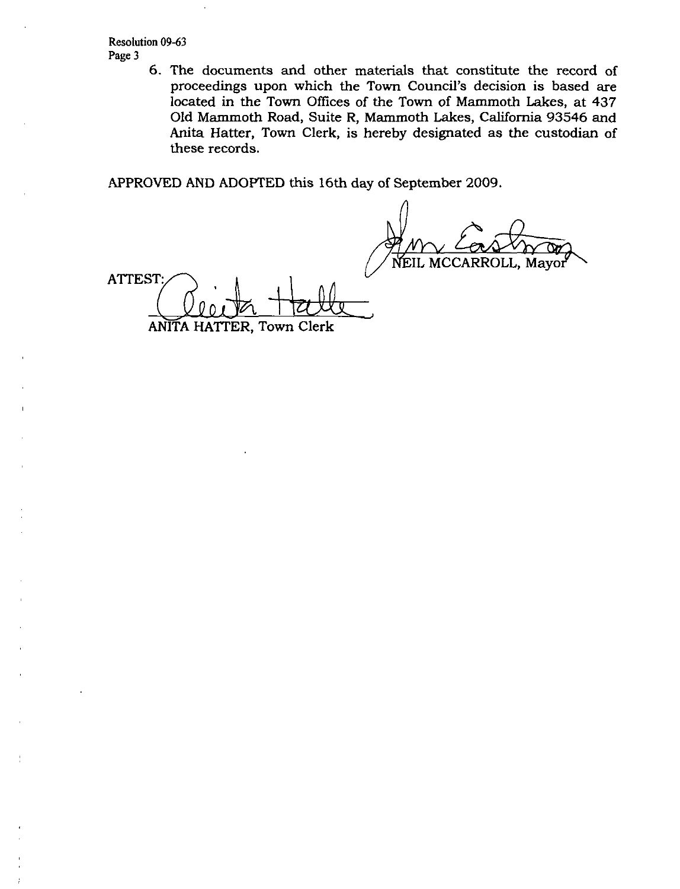6. The documents and other materials that constitute the record of proceedings upon which the Town Council's decision is based are located in the Town Offices of the Town of Mammoth Lakes, at 437 Old Mammoth Road, Suite R, Mammoth Lakes, California 93546 and Anita Hatter, Town Clerk, is hereby designated as the custodian of these records.

APPROVED AND ADOPTED this 16th day of September 2009.

NEIL MCCARROLL, Mayor

ATTEST:

ANITA HATTER, Town Clerk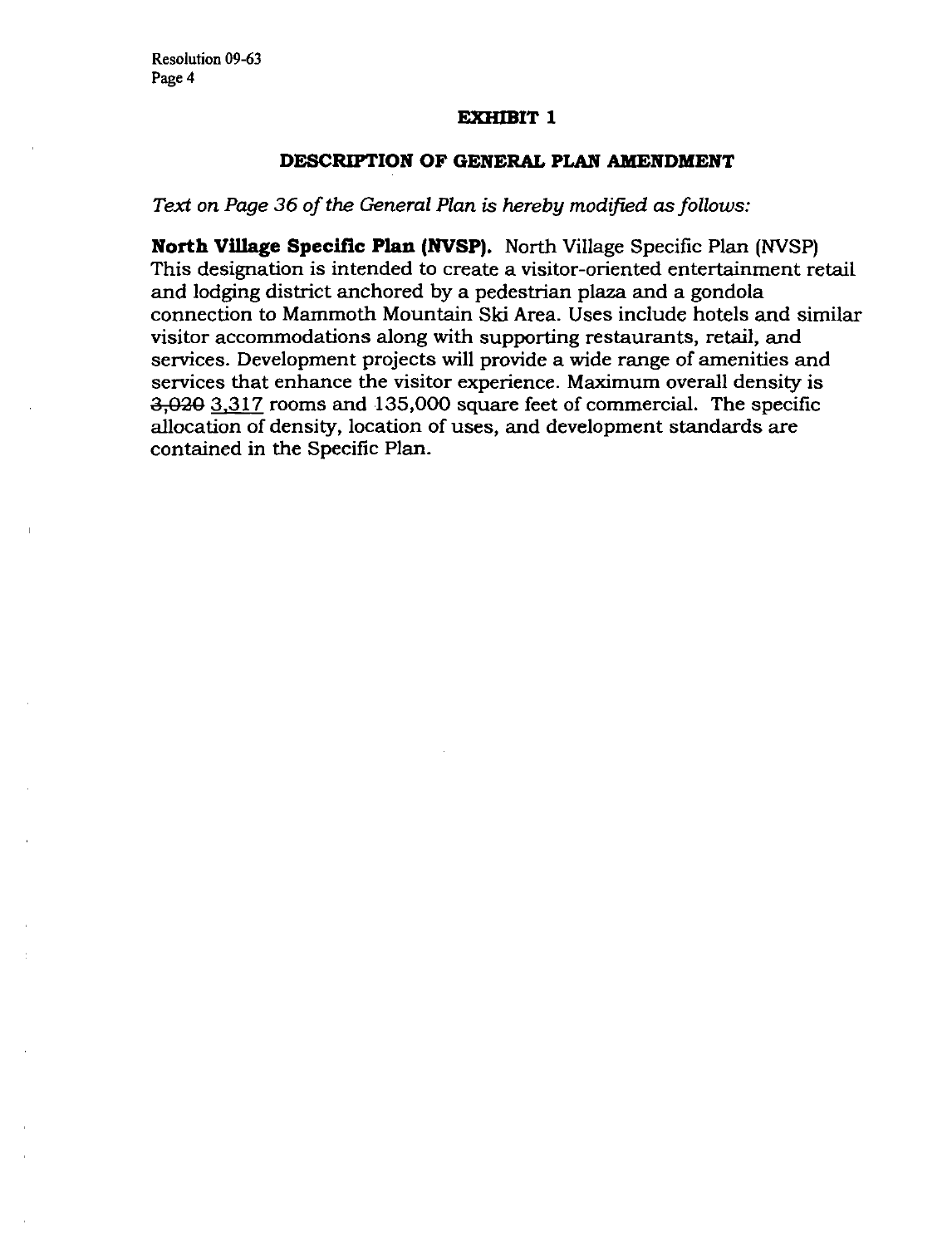## EXHIBIT 1

### DESCRIPTION OF GENERAL PLAN AMENDMENT

*Text on Page 36 of the General Plan is hereby modified as follows:*

**North Village Specific Plan (NVSP).** North Village Specific Plan (NVSP) This designation is intended to create a visitor-oriented entertainment retail and lodging district anchored by a pedestrian plaza and a gondola connection to Mammoth Mountain Ski Area. Uses include hotels and similar visitor accommodations along with supporting restaurants, retail, and services. Development projects will provide a wide range of amenities and services that enhance the visitor experience. Maximum overall density is ~~3,020~~ <u>3,317</u> rooms and 135,000 square feet of commercial. The specific allocation of density, location of uses, and development standards are contained in the Specific Plan.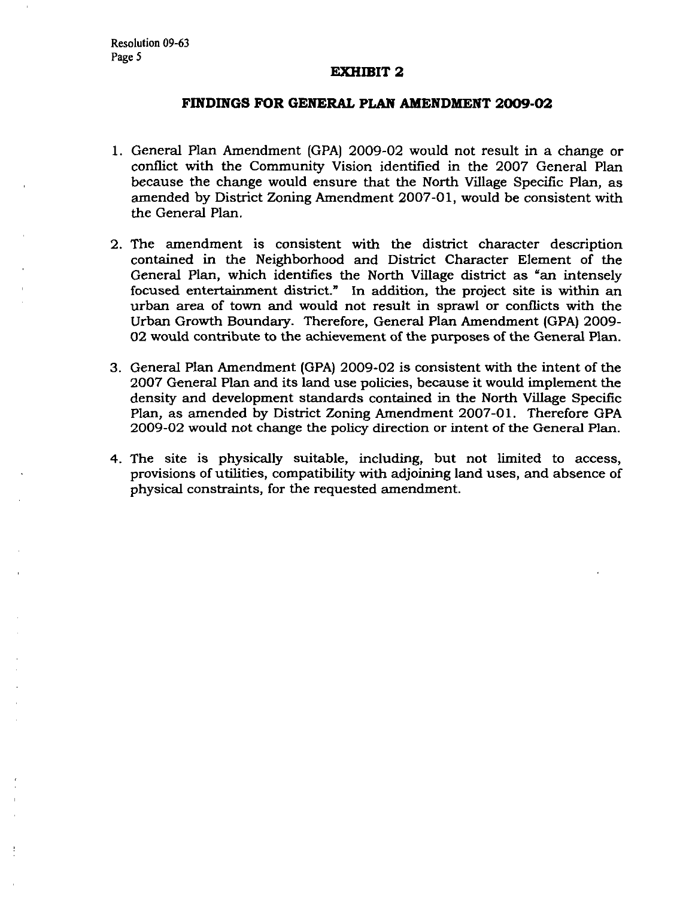# EXHIBIT 2

## FINDINGS FOR GENERAL PLAN AMENDMENT 2009-02

1. General Plan Amendment (GPA) 2009-02 would not result in a change or conflict with the Community Vision identified in the 2007 General Plan because the change would ensure that the North Village Specific Plan, as amended by District Zoning Amendment 2007-01, would be consistent with the General Plan.

2. The amendment is consistent with the district character description contained in the Neighborhood and District Character Element of the General Plan, which identifies the North Village district as "an intensely focused entertainment district." In addition, the project site is within an urban area of town and would not result in sprawl or conflicts with the Urban Growth Boundary. Therefore, General Plan Amendment (GPA) 2009-02 would contribute to the achievement of the purposes of the General Plan.

3. General Plan Amendment (GPA) 2009-02 is consistent with the intent of the 2007 General Plan and its land use policies, because it would implement the density and development standards contained in the North Village Specific Plan, as amended by District Zoning Amendment 2007-01. Therefore GPA 2009-02 would not change the policy direction or intent of the General Plan.

4. The site is physically suitable, including, but not limited to access, provisions of utilities, compatibility with adjoining land uses, and absence of physical constraints, for the requested amendment.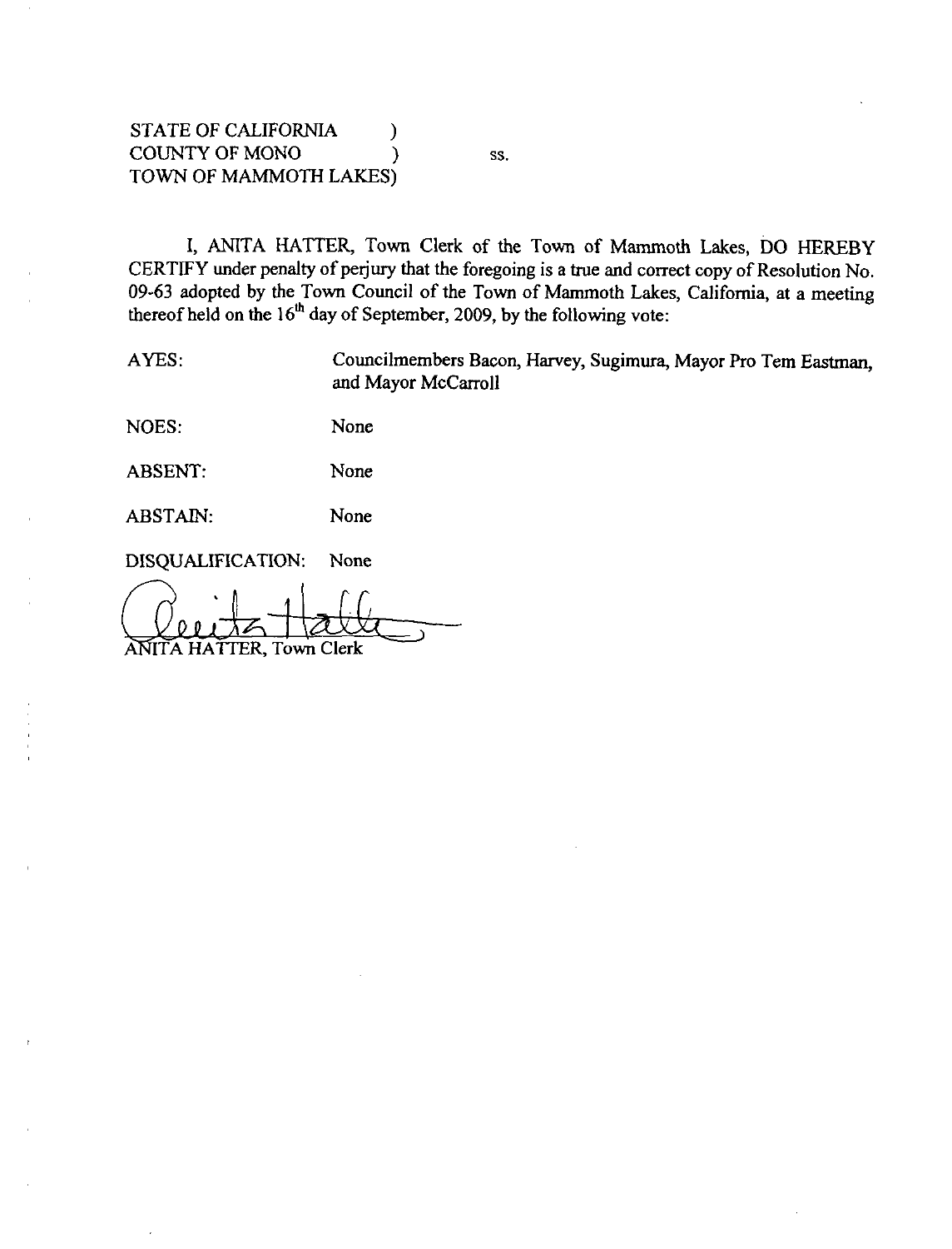STATE OF CALIFORNIA )
COUNTY OF MONO ) ss.
TOWN OF MAMMOTH LAKES)

I, ANITA HATTER, Town Clerk of the Town of Mammoth Lakes, DO HEREBY CERTIFY under penalty of perjury that the foregoing is a true and correct copy of Resolution No. 09-63 adopted by the Town Council of the Town of Mammoth Lakes, California, at a meeting thereof held on the 16th day of September, 2009, by the following vote:

| | |
|---|---|
| AYES: | Councilmembers Bacon, Harvey, Sugimura, Mayor Pro Tem Eastman, and Mayor McCarroll |
| NOES: | None |
| ABSENT: | None |
| ABSTAIN: | None |
| DISQUALIFICATION: | None |

ANITA HATTER, Town Clerk